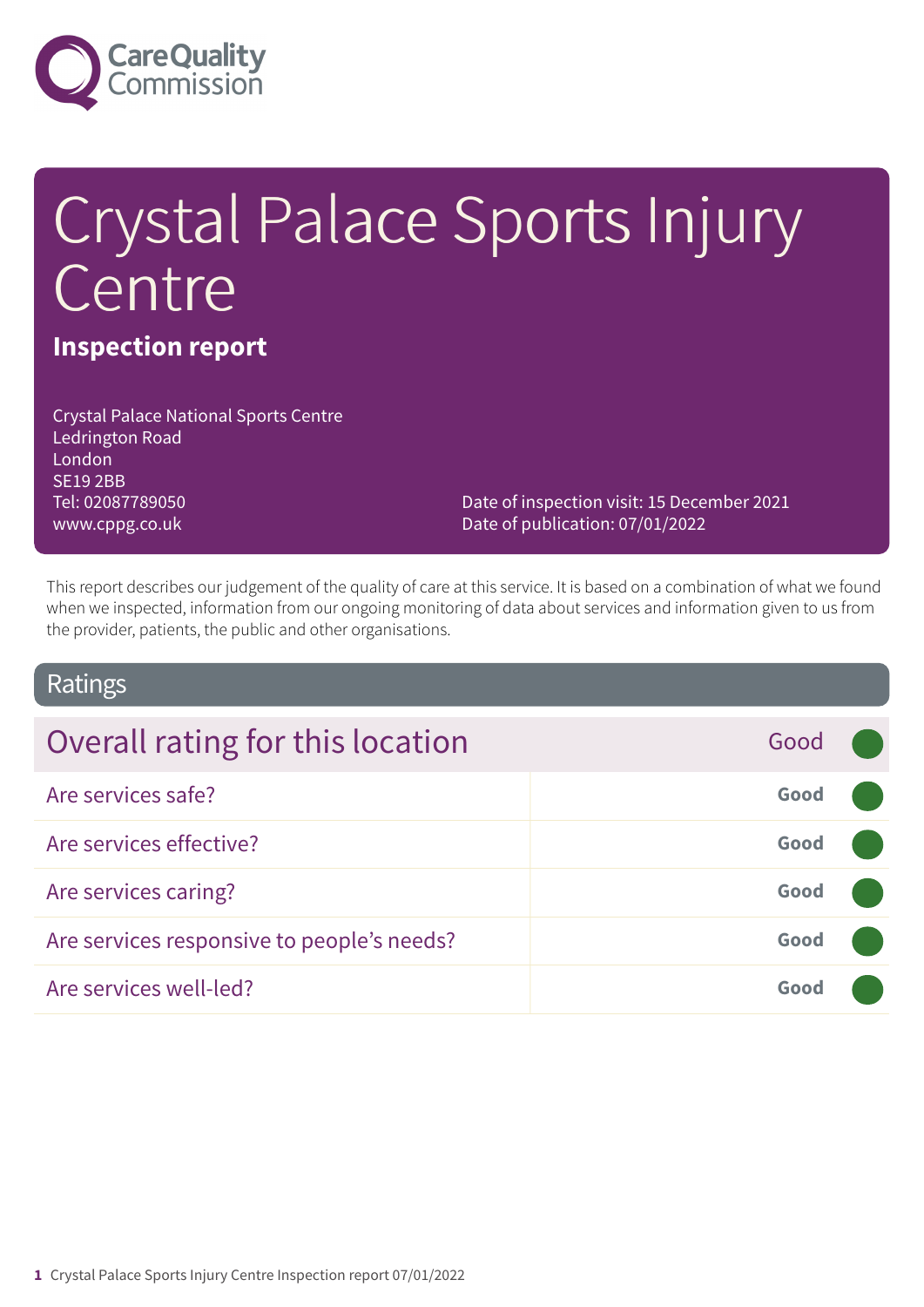# Crystal Palace Sports Injury Centre

## Inspection report

Crystal Palace National Sports Centre
Ledrington Road
London
SE19 2BB
Tel: 02087789050
www.cppg.co.uk

Date of inspection visit: 15 December 2021
Date of publication: 07/01/2022

This report describes our judgement of the quality of care at this service. It is based on a combination of what we found when we inspected, information from our ongoing monitoring of data about services and information given to us from the provider, patients, the public and other organisations.

## Ratings

| | |
|---|---|
| **Overall rating for this location** | **Good** |
| Are services safe? | Good |
| Are services effective? | Good |
| Are services caring? | Good |
| Are services responsive to people's needs? | Good |
| Are services well-led? | Good |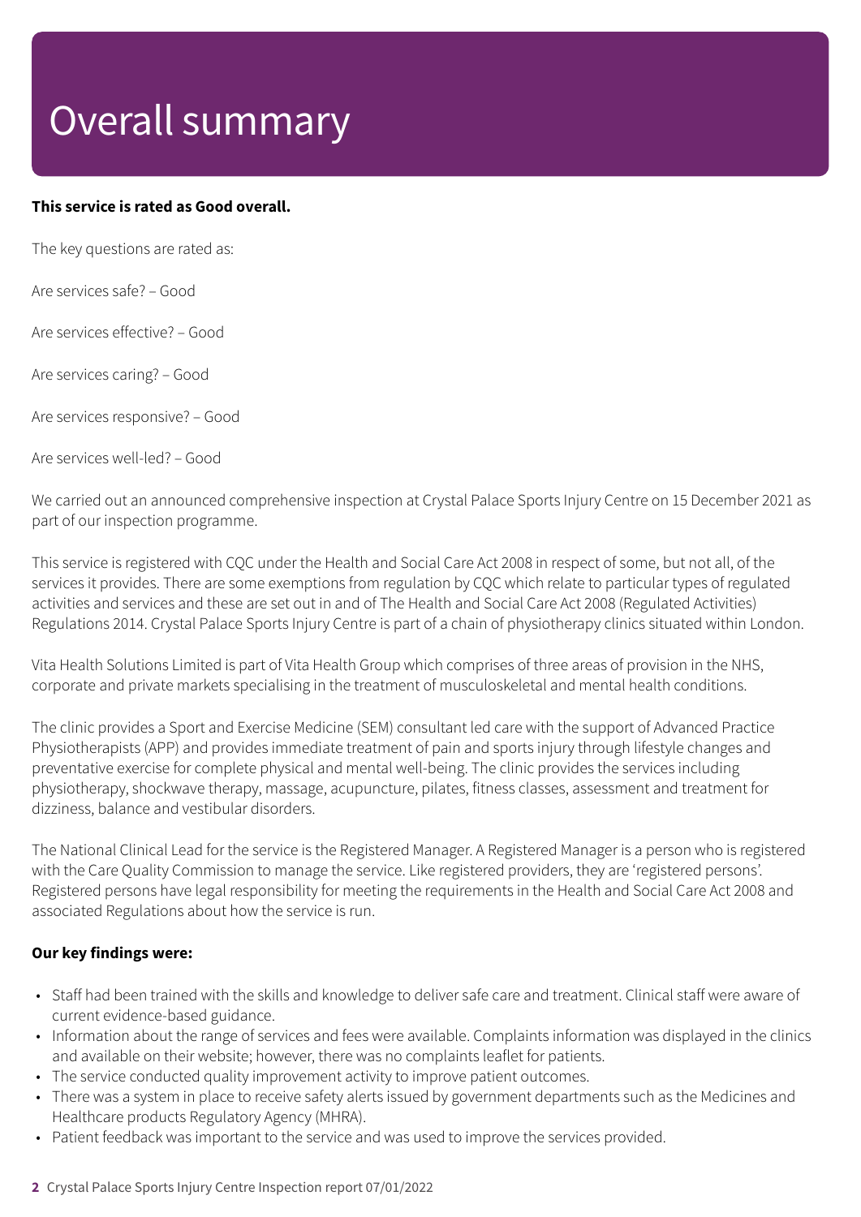# Overall summary

**This service is rated as Good overall.**

The key questions are rated as:

Are services safe? – Good

Are services effective? – Good

Are services caring? – Good

Are services responsive? – Good

Are services well-led? – Good

We carried out an announced comprehensive inspection at Crystal Palace Sports Injury Centre on 15 December 2021 as part of our inspection programme.

This service is registered with CQC under the Health and Social Care Act 2008 in respect of some, but not all, of the services it provides. There are some exemptions from regulation by CQC which relate to particular types of regulated activities and services and these are set out in and of The Health and Social Care Act 2008 (Regulated Activities) Regulations 2014. Crystal Palace Sports Injury Centre is part of a chain of physiotherapy clinics situated within London.

Vita Health Solutions Limited is part of Vita Health Group which comprises of three areas of provision in the NHS, corporate and private markets specialising in the treatment of musculoskeletal and mental health conditions.

The clinic provides a Sport and Exercise Medicine (SEM) consultant led care with the support of Advanced Practice Physiotherapists (APP) and provides immediate treatment of pain and sports injury through lifestyle changes and preventative exercise for complete physical and mental well-being. The clinic provides the services including physiotherapy, shockwave therapy, massage, acupuncture, pilates, fitness classes, assessment and treatment for dizziness, balance and vestibular disorders.

The National Clinical Lead for the service is the Registered Manager. A Registered Manager is a person who is registered with the Care Quality Commission to manage the service. Like registered providers, they are 'registered persons'. Registered persons have legal responsibility for meeting the requirements in the Health and Social Care Act 2008 and associated Regulations about how the service is run.

**Our key findings were:**

- Staff had been trained with the skills and knowledge to deliver safe care and treatment. Clinical staff were aware of current evidence-based guidance.
- Information about the range of services and fees were available. Complaints information was displayed in the clinics and available on their website; however, there was no complaints leaflet for patients.
- The service conducted quality improvement activity to improve patient outcomes.
- There was a system in place to receive safety alerts issued by government departments such as the Medicines and Healthcare products Regulatory Agency (MHRA).
- Patient feedback was important to the service and was used to improve the services provided.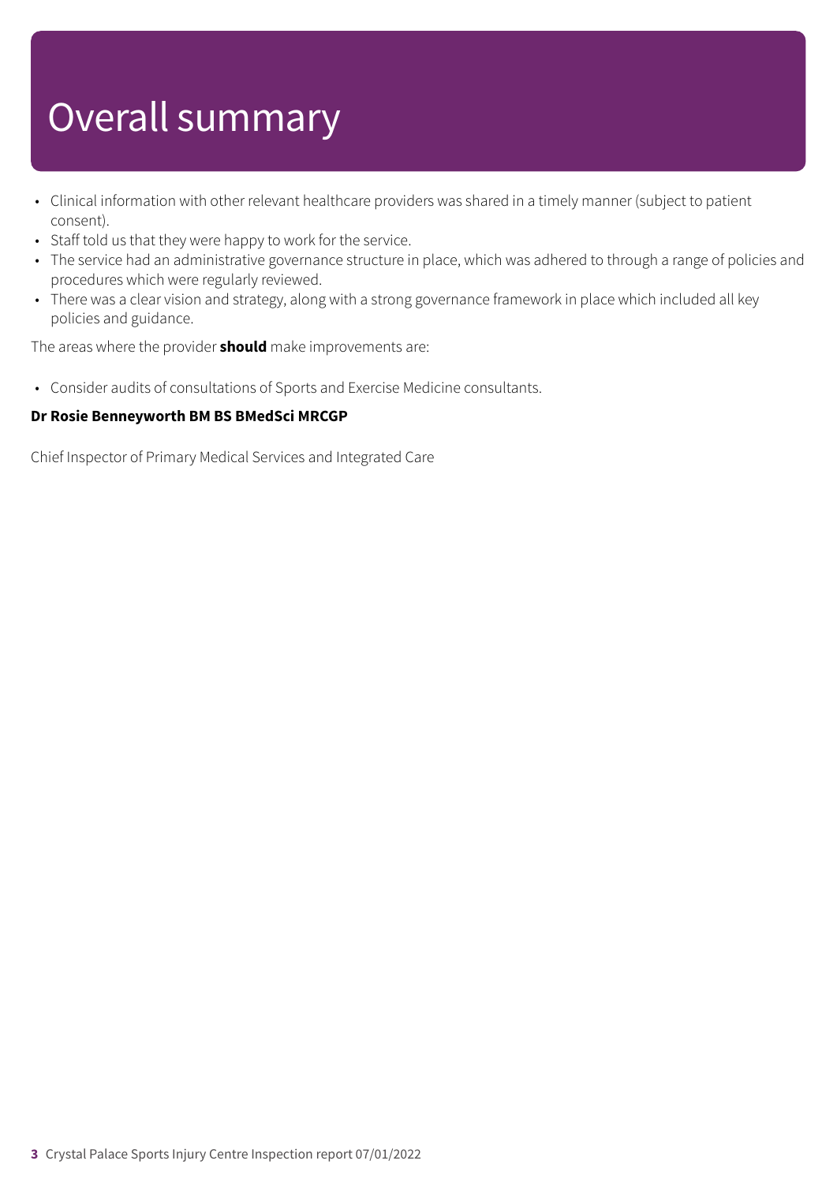# Overall summary

- Clinical information with other relevant healthcare providers was shared in a timely manner (subject to patient consent).
- Staff told us that they were happy to work for the service.
- The service had an administrative governance structure in place, which was adhered to through a range of policies and procedures which were regularly reviewed.
- There was a clear vision and strategy, along with a strong governance framework in place which included all key policies and guidance.

The areas where the provider **should** make improvements are:

- Consider audits of consultations of Sports and Exercise Medicine consultants.

**Dr Rosie Benneyworth BM BS BMedSci MRCGP**

Chief Inspector of Primary Medical Services and Integrated Care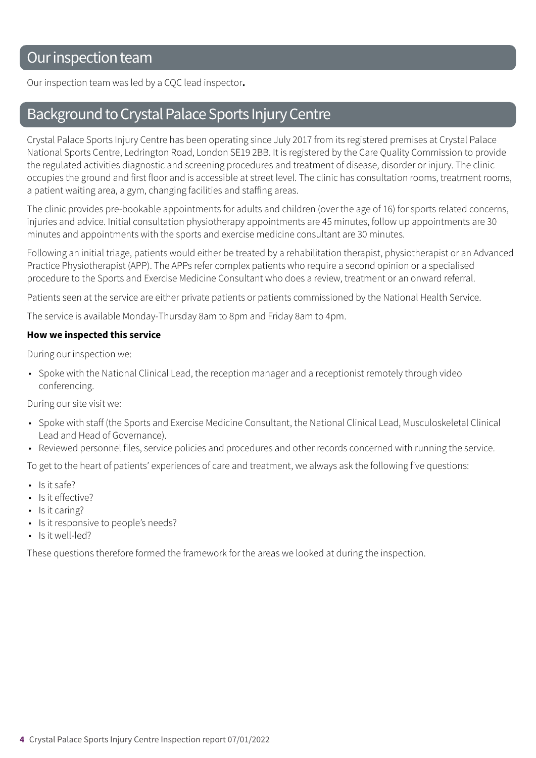## Our inspection team

Our inspection team was led by a CQC lead inspector**.**

## Background to Crystal Palace Sports Injury Centre

Crystal Palace Sports Injury Centre has been operating since July 2017 from its registered premises at Crystal Palace National Sports Centre, Ledrington Road, London SE19 2BB. It is registered by the Care Quality Commission to provide the regulated activities diagnostic and screening procedures and treatment of disease, disorder or injury. The clinic occupies the ground and first floor and is accessible at street level. The clinic has consultation rooms, treatment rooms, a patient waiting area, a gym, changing facilities and staffing areas.

The clinic provides pre-bookable appointments for adults and children (over the age of 16) for sports related concerns, injuries and advice. Initial consultation physiotherapy appointments are 45 minutes, follow up appointments are 30 minutes and appointments with the sports and exercise medicine consultant are 30 minutes.

Following an initial triage, patients would either be treated by a rehabilitation therapist, physiotherapist or an Advanced Practice Physiotherapist (APP). The APPs refer complex patients who require a second opinion or a specialised procedure to the Sports and Exercise Medicine Consultant who does a review, treatment or an onward referral.

Patients seen at the service are either private patients or patients commissioned by the National Health Service.

The service is available Monday-Thursday 8am to 8pm and Friday 8am to 4pm.

**How we inspected this service**

During our inspection we:

- Spoke with the National Clinical Lead, the reception manager and a receptionist remotely through video conferencing.

During our site visit we:

- Spoke with staff (the Sports and Exercise Medicine Consultant, the National Clinical Lead, Musculoskeletal Clinical Lead and Head of Governance).
- Reviewed personnel files, service policies and procedures and other records concerned with running the service.

To get to the heart of patients' experiences of care and treatment, we always ask the following five questions:

- Is it safe?
- Is it effective?
- Is it caring?
- Is it responsive to people's needs?
- Is it well-led?

These questions therefore formed the framework for the areas we looked at during the inspection.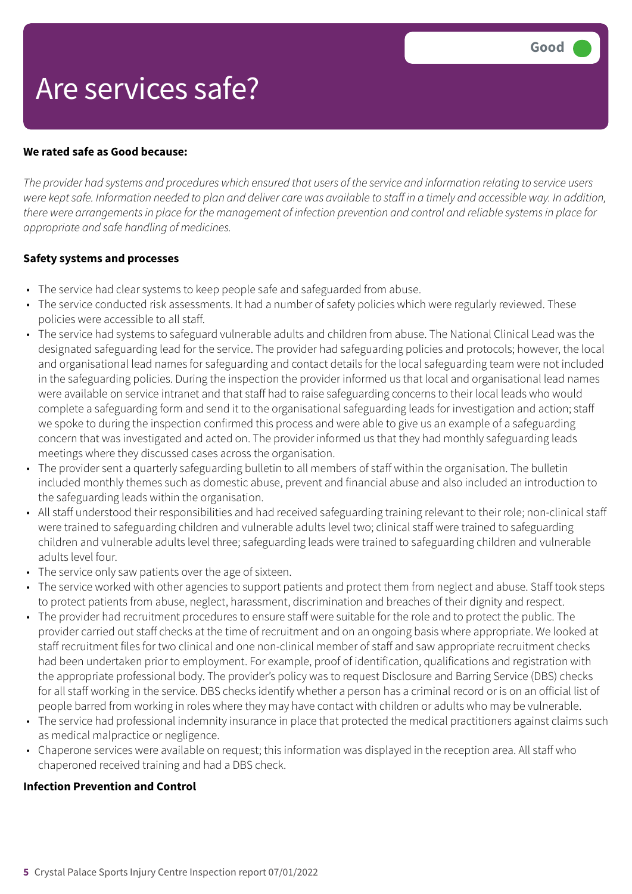# Are services safe?

Good

**We rated safe as Good because:**

*The provider had systems and procedures which ensured that users of the service and information relating to service users were kept safe. Information needed to plan and deliver care was available to staff in a timely and accessible way. In addition, there were arrangements in place for the management of infection prevention and control and reliable systems in place for appropriate and safe handling of medicines.*

**Safety systems and processes**

- The service had clear systems to keep people safe and safeguarded from abuse.
- The service conducted risk assessments. It had a number of safety policies which were regularly reviewed. These policies were accessible to all staff.
- The service had systems to safeguard vulnerable adults and children from abuse. The National Clinical Lead was the designated safeguarding lead for the service. The provider had safeguarding policies and protocols; however, the local and organisational lead names for safeguarding and contact details for the local safeguarding team were not included in the safeguarding policies. During the inspection the provider informed us that local and organisational lead names were available on service intranet and that staff had to raise safeguarding concerns to their local leads who would complete a safeguarding form and send it to the organisational safeguarding leads for investigation and action; staff we spoke to during the inspection confirmed this process and were able to give us an example of a safeguarding concern that was investigated and acted on. The provider informed us that they had monthly safeguarding leads meetings where they discussed cases across the organisation.
- The provider sent a quarterly safeguarding bulletin to all members of staff within the organisation. The bulletin included monthly themes such as domestic abuse, prevent and financial abuse and also included an introduction to the safeguarding leads within the organisation.
- All staff understood their responsibilities and had received safeguarding training relevant to their role; non-clinical staff were trained to safeguarding children and vulnerable adults level two; clinical staff were trained to safeguarding children and vulnerable adults level three; safeguarding leads were trained to safeguarding children and vulnerable adults level four.
- The service only saw patients over the age of sixteen.
- The service worked with other agencies to support patients and protect them from neglect and abuse. Staff took steps to protect patients from abuse, neglect, harassment, discrimination and breaches of their dignity and respect.
- The provider had recruitment procedures to ensure staff were suitable for the role and to protect the public. The provider carried out staff checks at the time of recruitment and on an ongoing basis where appropriate. We looked at staff recruitment files for two clinical and one non-clinical member of staff and saw appropriate recruitment checks had been undertaken prior to employment. For example, proof of identification, qualifications and registration with the appropriate professional body. The provider's policy was to request Disclosure and Barring Service (DBS) checks for all staff working in the service. DBS checks identify whether a person has a criminal record or is on an official list of people barred from working in roles where they may have contact with children or adults who may be vulnerable.
- The service had professional indemnity insurance in place that protected the medical practitioners against claims such as medical malpractice or negligence.
- Chaperone services were available on request; this information was displayed in the reception area. All staff who chaperoned received training and had a DBS check.

**Infection Prevention and Control**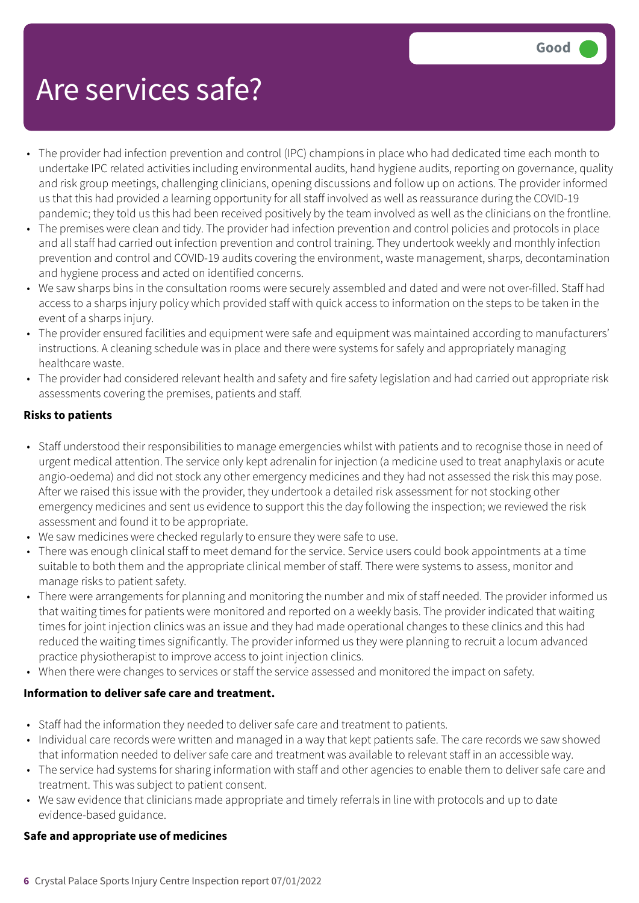# Are services safe?

Good

- The provider had infection prevention and control (IPC) champions in place who had dedicated time each month to undertake IPC related activities including environmental audits, hand hygiene audits, reporting on governance, quality and risk group meetings, challenging clinicians, opening discussions and follow up on actions. The provider informed us that this had provided a learning opportunity for all staff involved as well as reassurance during the COVID-19 pandemic; they told us this had been received positively by the team involved as well as the clinicians on the frontline.
- The premises were clean and tidy. The provider had infection prevention and control policies and protocols in place and all staff had carried out infection prevention and control training. They undertook weekly and monthly infection prevention and control and COVID-19 audits covering the environment, waste management, sharps, decontamination and hygiene process and acted on identified concerns.
- We saw sharps bins in the consultation rooms were securely assembled and dated and were not over-filled. Staff had access to a sharps injury policy which provided staff with quick access to information on the steps to be taken in the event of a sharps injury.
- The provider ensured facilities and equipment were safe and equipment was maintained according to manufacturers' instructions. A cleaning schedule was in place and there were systems for safely and appropriately managing healthcare waste.
- The provider had considered relevant health and safety and fire safety legislation and had carried out appropriate risk assessments covering the premises, patients and staff.

**Risks to patients**

- Staff understood their responsibilities to manage emergencies whilst with patients and to recognise those in need of urgent medical attention. The service only kept adrenalin for injection (a medicine used to treat anaphylaxis or acute angio-oedema) and did not stock any other emergency medicines and they had not assessed the risk this may pose. After we raised this issue with the provider, they undertook a detailed risk assessment for not stocking other emergency medicines and sent us evidence to support this the day following the inspection; we reviewed the risk assessment and found it to be appropriate.
- We saw medicines were checked regularly to ensure they were safe to use.
- There was enough clinical staff to meet demand for the service. Service users could book appointments at a time suitable to both them and the appropriate clinical member of staff. There were systems to assess, monitor and manage risks to patient safety.
- There were arrangements for planning and monitoring the number and mix of staff needed. The provider informed us that waiting times for patients were monitored and reported on a weekly basis. The provider indicated that waiting times for joint injection clinics was an issue and they had made operational changes to these clinics and this had reduced the waiting times significantly. The provider informed us they were planning to recruit a locum advanced practice physiotherapist to improve access to joint injection clinics.
- When there were changes to services or staff the service assessed and monitored the impact on safety.

**Information to deliver safe care and treatment.**

- Staff had the information they needed to deliver safe care and treatment to patients.
- Individual care records were written and managed in a way that kept patients safe. The care records we saw showed that information needed to deliver safe care and treatment was available to relevant staff in an accessible way.
- The service had systems for sharing information with staff and other agencies to enable them to deliver safe care and treatment. This was subject to patient consent.
- We saw evidence that clinicians made appropriate and timely referrals in line with protocols and up to date evidence-based guidance.

**Safe and appropriate use of medicines**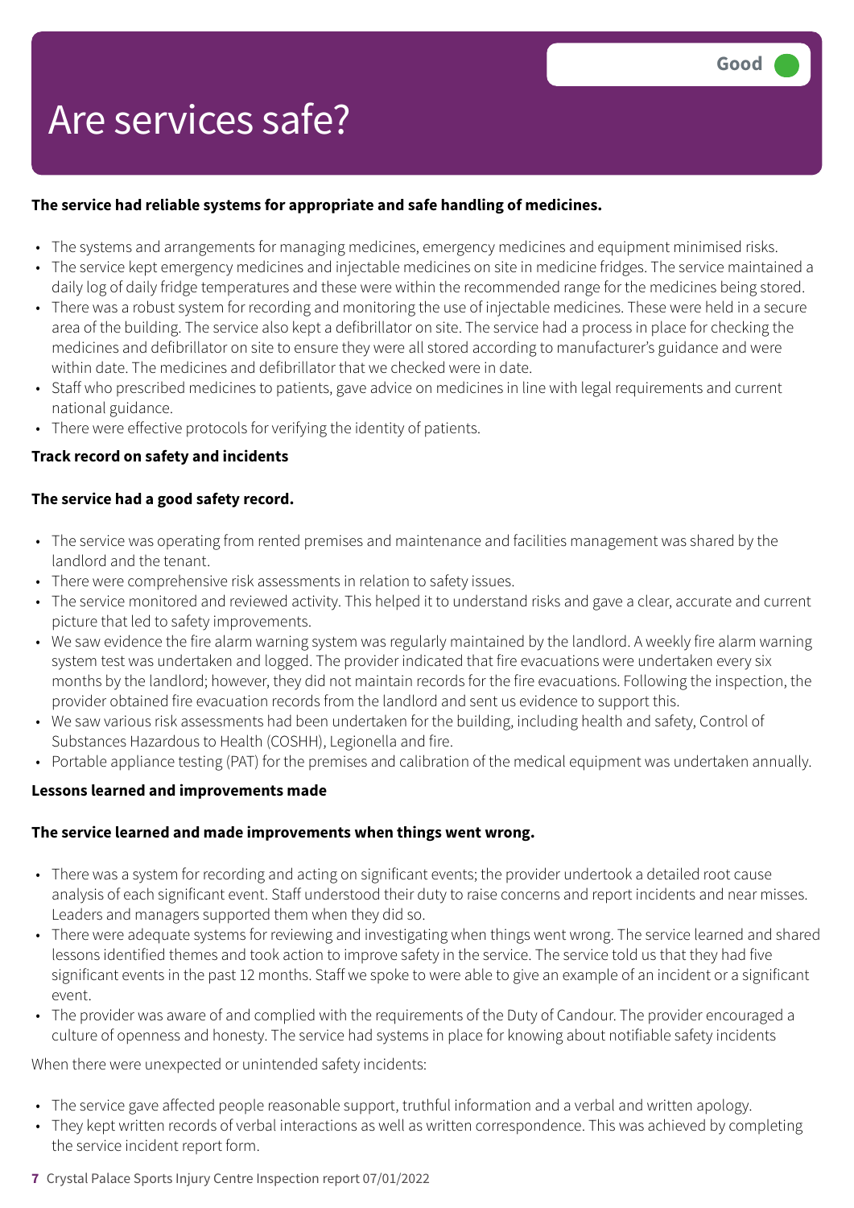# Are services safe?

Good

**The service had reliable systems for appropriate and safe handling of medicines.**

- The systems and arrangements for managing medicines, emergency medicines and equipment minimised risks.
- The service kept emergency medicines and injectable medicines on site in medicine fridges. The service maintained a daily log of daily fridge temperatures and these were within the recommended range for the medicines being stored.
- There was a robust system for recording and monitoring the use of injectable medicines. These were held in a secure area of the building. The service also kept a defibrillator on site. The service had a process in place for checking the medicines and defibrillator on site to ensure they were all stored according to manufacturer's guidance and were within date. The medicines and defibrillator that we checked were in date.
- Staff who prescribed medicines to patients, gave advice on medicines in line with legal requirements and current national guidance.
- There were effective protocols for verifying the identity of patients.

**Track record on safety and incidents**

**The service had a good safety record.**

- The service was operating from rented premises and maintenance and facilities management was shared by the landlord and the tenant.
- There were comprehensive risk assessments in relation to safety issues.
- The service monitored and reviewed activity. This helped it to understand risks and gave a clear, accurate and current picture that led to safety improvements.
- We saw evidence the fire alarm warning system was regularly maintained by the landlord. A weekly fire alarm warning system test was undertaken and logged. The provider indicated that fire evacuations were undertaken every six months by the landlord; however, they did not maintain records for the fire evacuations. Following the inspection, the provider obtained fire evacuation records from the landlord and sent us evidence to support this.
- We saw various risk assessments had been undertaken for the building, including health and safety, Control of Substances Hazardous to Health (COSHH), Legionella and fire.
- Portable appliance testing (PAT) for the premises and calibration of the medical equipment was undertaken annually.

**Lessons learned and improvements made**

**The service learned and made improvements when things went wrong.**

- There was a system for recording and acting on significant events; the provider undertook a detailed root cause analysis of each significant event. Staff understood their duty to raise concerns and report incidents and near misses. Leaders and managers supported them when they did so.
- There were adequate systems for reviewing and investigating when things went wrong. The service learned and shared lessons identified themes and took action to improve safety in the service. The service told us that they had five significant events in the past 12 months. Staff we spoke to were able to give an example of an incident or a significant event.
- The provider was aware of and complied with the requirements of the Duty of Candour. The provider encouraged a culture of openness and honesty. The service had systems in place for knowing about notifiable safety incidents

When there were unexpected or unintended safety incidents:

- The service gave affected people reasonable support, truthful information and a verbal and written apology.
- They kept written records of verbal interactions as well as written correspondence. This was achieved by completing the service incident report form.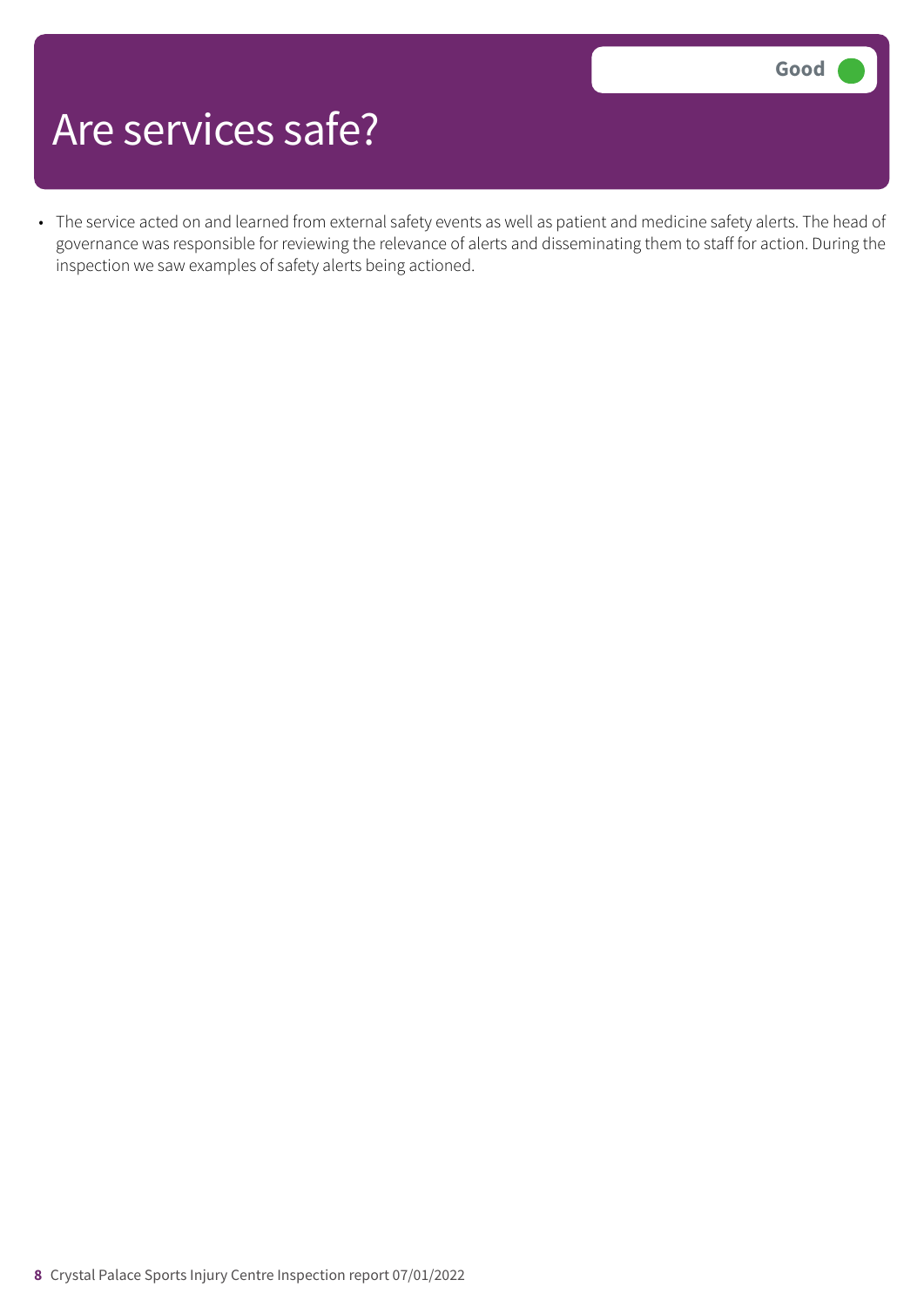# Are services safe?

Good

- The service acted on and learned from external safety events as well as patient and medicine safety alerts. The head of governance was responsible for reviewing the relevance of alerts and disseminating them to staff for action. During the inspection we saw examples of safety alerts being actioned.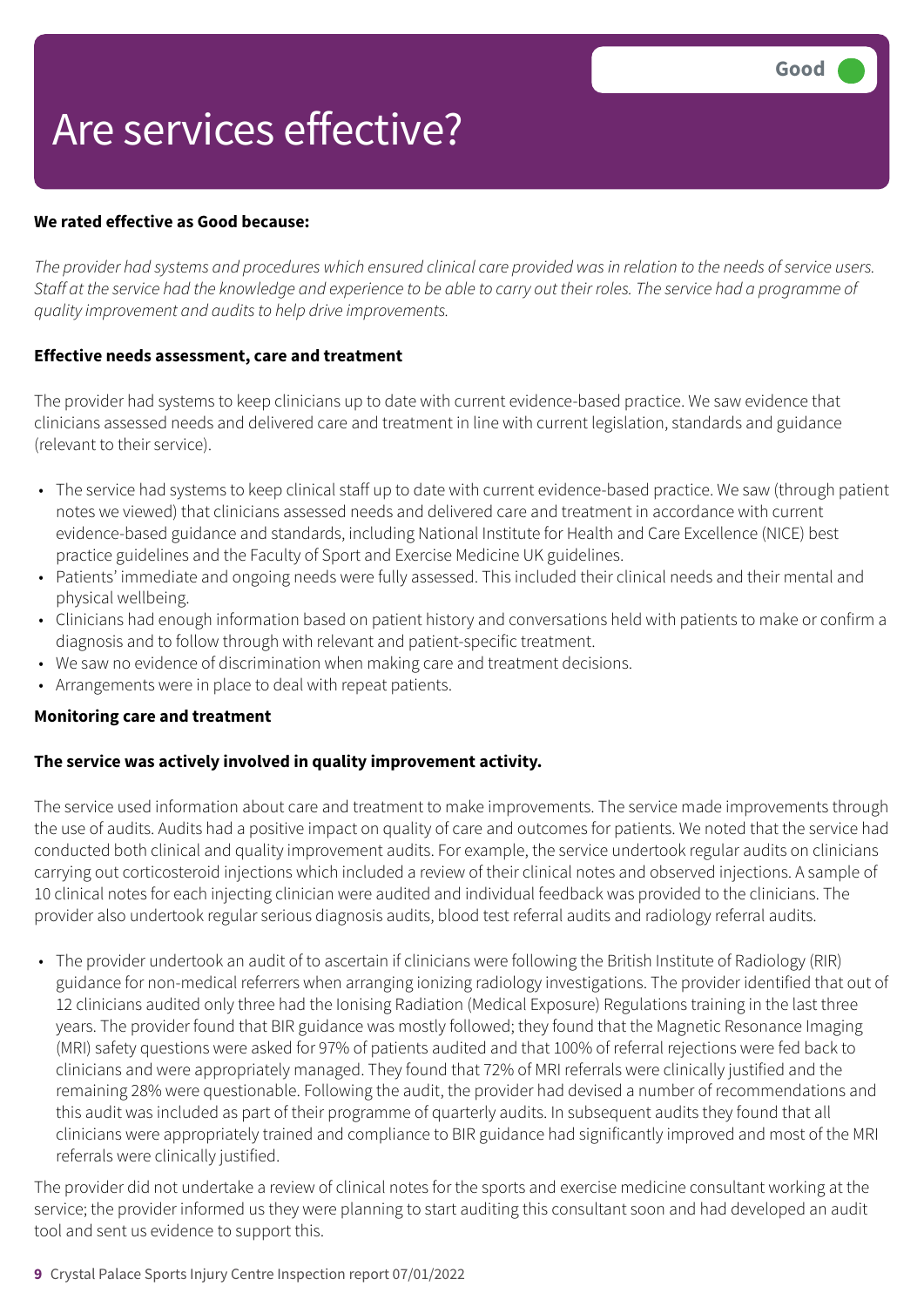# Are services effective?

Good

**We rated effective as Good because:**

*The provider had systems and procedures which ensured clinical care provided was in relation to the needs of service users. Staff at the service had the knowledge and experience to be able to carry out their roles. The service had a programme of quality improvement and audits to help drive improvements.*

**Effective needs assessment, care and treatment**

The provider had systems to keep clinicians up to date with current evidence-based practice. We saw evidence that clinicians assessed needs and delivered care and treatment in line with current legislation, standards and guidance (relevant to their service).

- The service had systems to keep clinical staff up to date with current evidence-based practice. We saw (through patient notes we viewed) that clinicians assessed needs and delivered care and treatment in accordance with current evidence-based guidance and standards, including National Institute for Health and Care Excellence (NICE) best practice guidelines and the Faculty of Sport and Exercise Medicine UK guidelines.
- Patients' immediate and ongoing needs were fully assessed. This included their clinical needs and their mental and physical wellbeing.
- Clinicians had enough information based on patient history and conversations held with patients to make or confirm a diagnosis and to follow through with relevant and patient-specific treatment.
- We saw no evidence of discrimination when making care and treatment decisions.
- Arrangements were in place to deal with repeat patients.

**Monitoring care and treatment**

**The service was actively involved in quality improvement activity.**

The service used information about care and treatment to make improvements. The service made improvements through the use of audits. Audits had a positive impact on quality of care and outcomes for patients. We noted that the service had conducted both clinical and quality improvement audits. For example, the service undertook regular audits on clinicians carrying out corticosteroid injections which included a review of their clinical notes and observed injections. A sample of 10 clinical notes for each injecting clinician were audited and individual feedback was provided to the clinicians. The provider also undertook regular serious diagnosis audits, blood test referral audits and radiology referral audits.

- The provider undertook an audit of to ascertain if clinicians were following the British Institute of Radiology (RIR) guidance for non-medical referrers when arranging ionizing radiology investigations. The provider identified that out of 12 clinicians audited only three had the Ionising Radiation (Medical Exposure) Regulations training in the last three years. The provider found that BIR guidance was mostly followed; they found that the Magnetic Resonance Imaging (MRI) safety questions were asked for 97% of patients audited and that 100% of referral rejections were fed back to clinicians and were appropriately managed. They found that 72% of MRI referrals were clinically justified and the remaining 28% were questionable. Following the audit, the provider had devised a number of recommendations and this audit was included as part of their programme of quarterly audits. In subsequent audits they found that all clinicians were appropriately trained and compliance to BIR guidance had significantly improved and most of the MRI referrals were clinically justified.

The provider did not undertake a review of clinical notes for the sports and exercise medicine consultant working at the service; the provider informed us they were planning to start auditing this consultant soon and had developed an audit tool and sent us evidence to support this.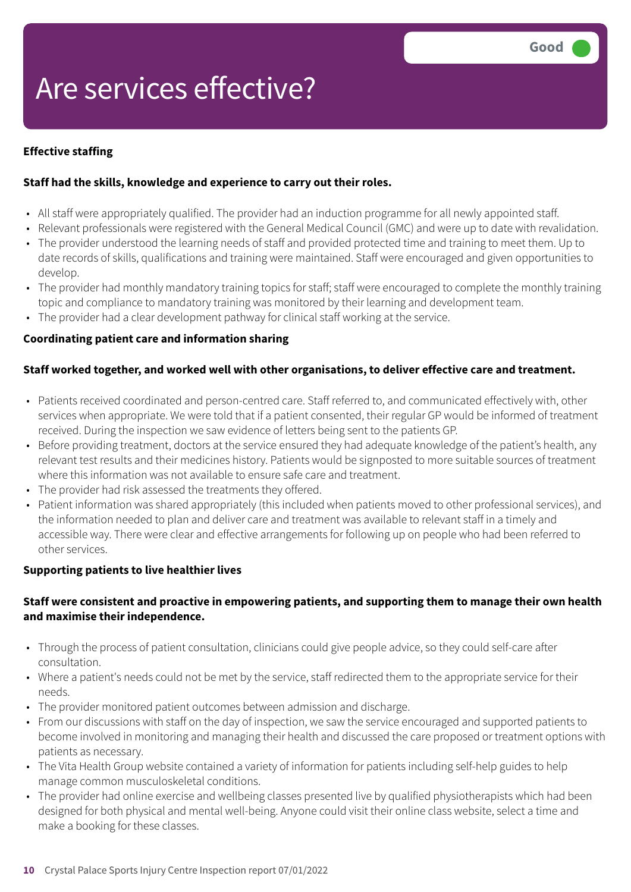# Are services effective?

Good

**Effective staffing**

**Staff had the skills, knowledge and experience to carry out their roles.**

- All staff were appropriately qualified. The provider had an induction programme for all newly appointed staff.
- Relevant professionals were registered with the General Medical Council (GMC) and were up to date with revalidation.
- The provider understood the learning needs of staff and provided protected time and training to meet them. Up to date records of skills, qualifications and training were maintained. Staff were encouraged and given opportunities to develop.
- The provider had monthly mandatory training topics for staff; staff were encouraged to complete the monthly training topic and compliance to mandatory training was monitored by their learning and development team.
- The provider had a clear development pathway for clinical staff working at the service.

**Coordinating patient care and information sharing**

**Staff worked together, and worked well with other organisations, to deliver effective care and treatment.**

- Patients received coordinated and person-centred care. Staff referred to, and communicated effectively with, other services when appropriate. We were told that if a patient consented, their regular GP would be informed of treatment received. During the inspection we saw evidence of letters being sent to the patients GP.
- Before providing treatment, doctors at the service ensured they had adequate knowledge of the patient's health, any relevant test results and their medicines history. Patients would be signposted to more suitable sources of treatment where this information was not available to ensure safe care and treatment.
- The provider had risk assessed the treatments they offered.
- Patient information was shared appropriately (this included when patients moved to other professional services), and the information needed to plan and deliver care and treatment was available to relevant staff in a timely and accessible way. There were clear and effective arrangements for following up on people who had been referred to other services.

**Supporting patients to live healthier lives**

**Staff were consistent and proactive in empowering patients, and supporting them to manage their own health and maximise their independence.**

- Through the process of patient consultation, clinicians could give people advice, so they could self-care after consultation.
- Where a patient's needs could not be met by the service, staff redirected them to the appropriate service for their needs.
- The provider monitored patient outcomes between admission and discharge.
- From our discussions with staff on the day of inspection, we saw the service encouraged and supported patients to become involved in monitoring and managing their health and discussed the care proposed or treatment options with patients as necessary.
- The Vita Health Group website contained a variety of information for patients including self-help guides to help manage common musculoskeletal conditions.
- The provider had online exercise and wellbeing classes presented live by qualified physiotherapists which had been designed for both physical and mental well-being. Anyone could visit their online class website, select a time and make a booking for these classes.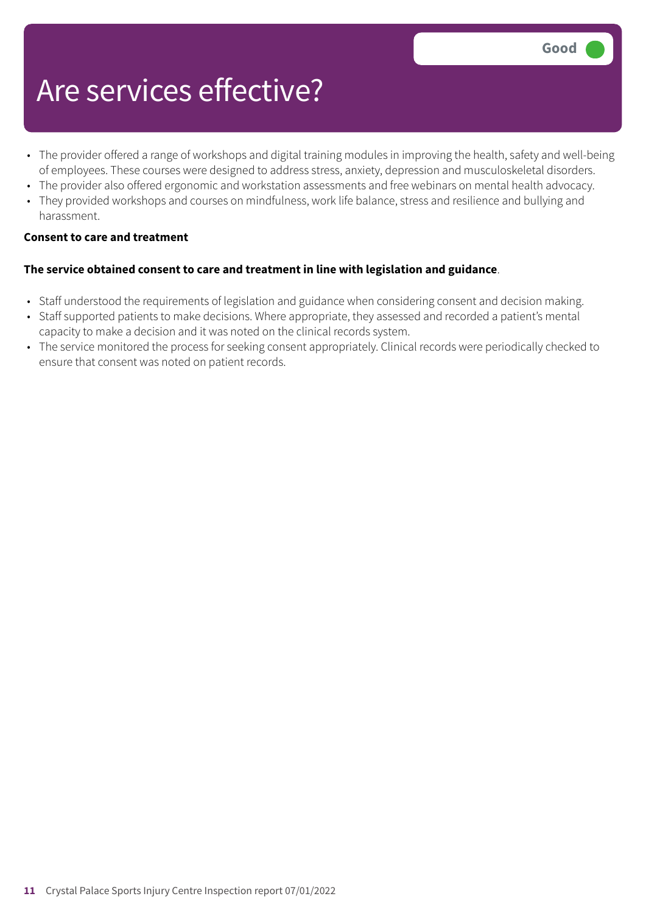# Are services effective?

Good

- The provider offered a range of workshops and digital training modules in improving the health, safety and well-being of employees. These courses were designed to address stress, anxiety, depression and musculoskeletal disorders.
- The provider also offered ergonomic and workstation assessments and free webinars on mental health advocacy.
- They provided workshops and courses on mindfulness, work life balance, stress and resilience and bullying and harassment.

**Consent to care and treatment**

**The service obtained consent to care and treatment in line with legislation and guidance**.

- Staff understood the requirements of legislation and guidance when considering consent and decision making.
- Staff supported patients to make decisions. Where appropriate, they assessed and recorded a patient's mental capacity to make a decision and it was noted on the clinical records system.
- The service monitored the process for seeking consent appropriately. Clinical records were periodically checked to ensure that consent was noted on patient records.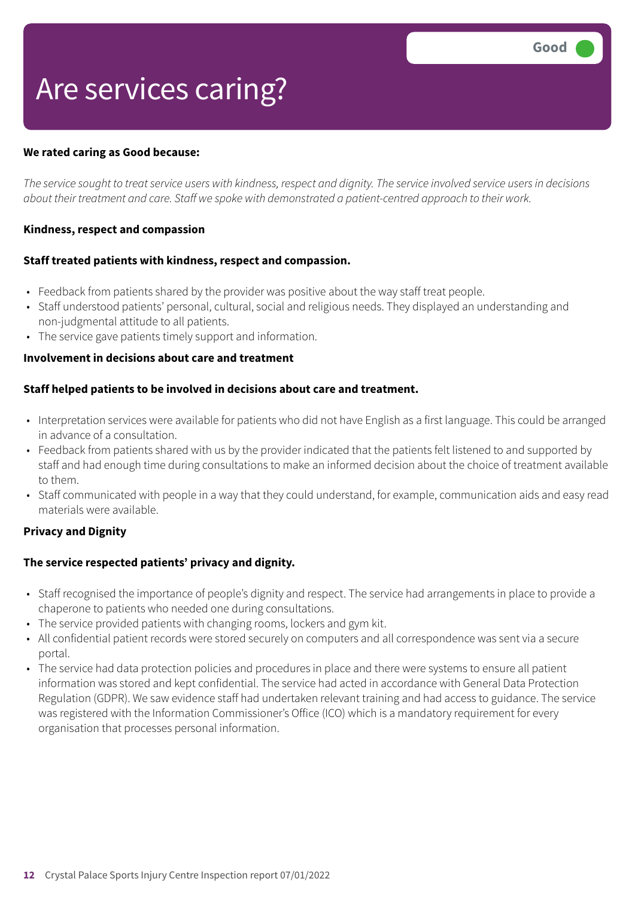# Are services caring?

Good

**We rated caring as Good because:**

*The service sought to treat service users with kindness, respect and dignity. The service involved service users in decisions about their treatment and care. Staff we spoke with demonstrated a patient-centred approach to their work.*

**Kindness, respect and compassion**

**Staff treated patients with kindness, respect and compassion.**

- Feedback from patients shared by the provider was positive about the way staff treat people.
- Staff understood patients' personal, cultural, social and religious needs. They displayed an understanding and non-judgmental attitude to all patients.
- The service gave patients timely support and information.

**Involvement in decisions about care and treatment**

**Staff helped patients to be involved in decisions about care and treatment.**

- Interpretation services were available for patients who did not have English as a first language. This could be arranged in advance of a consultation.
- Feedback from patients shared with us by the provider indicated that the patients felt listened to and supported by staff and had enough time during consultations to make an informed decision about the choice of treatment available to them.
- Staff communicated with people in a way that they could understand, for example, communication aids and easy read materials were available.

**Privacy and Dignity**

**The service respected patients' privacy and dignity.**

- Staff recognised the importance of people's dignity and respect. The service had arrangements in place to provide a chaperone to patients who needed one during consultations.
- The service provided patients with changing rooms, lockers and gym kit.
- All confidential patient records were stored securely on computers and all correspondence was sent via a secure portal.
- The service had data protection policies and procedures in place and there were systems to ensure all patient information was stored and kept confidential. The service had acted in accordance with General Data Protection Regulation (GDPR). We saw evidence staff had undertaken relevant training and had access to guidance. The service was registered with the Information Commissioner's Office (ICO) which is a mandatory requirement for every organisation that processes personal information.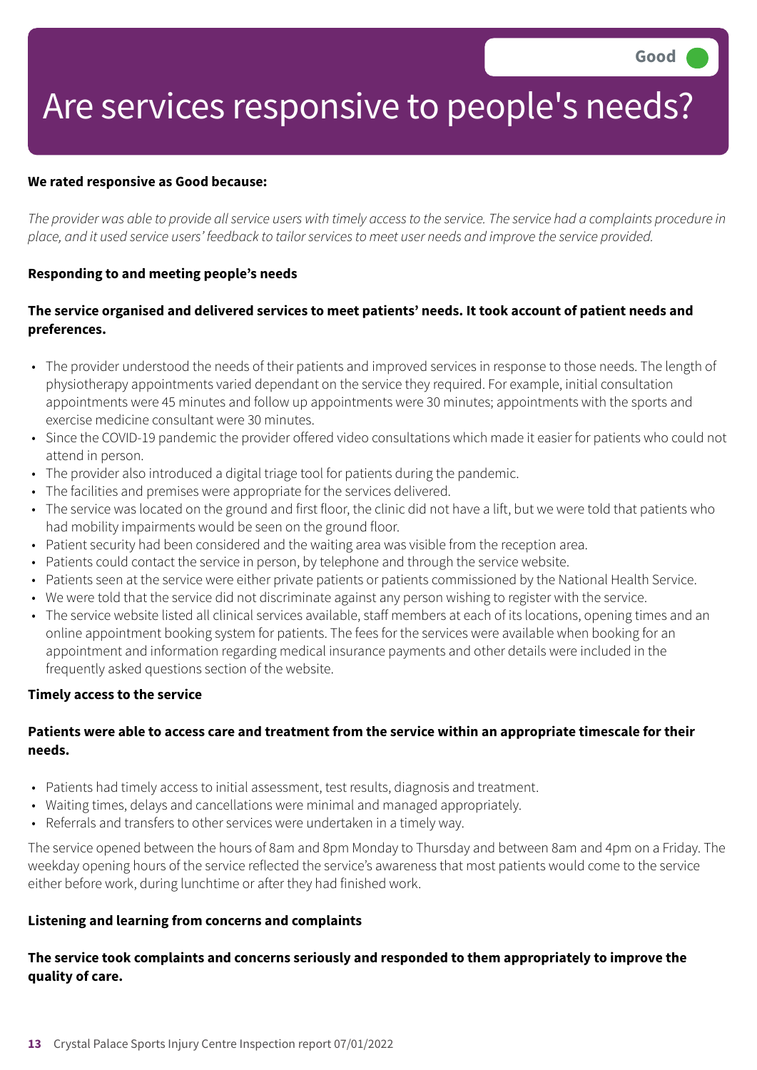# Are services responsive to people's needs?

Good

**We rated responsive as Good because:**

*The provider was able to provide all service users with timely access to the service. The service had a complaints procedure in place, and it used service users' feedback to tailor services to meet user needs and improve the service provided.*

**Responding to and meeting people's needs**

**The service organised and delivered services to meet patients' needs. It took account of patient needs and preferences.**

- The provider understood the needs of their patients and improved services in response to those needs. The length of physiotherapy appointments varied dependant on the service they required. For example, initial consultation appointments were 45 minutes and follow up appointments were 30 minutes; appointments with the sports and exercise medicine consultant were 30 minutes.
- Since the COVID-19 pandemic the provider offered video consultations which made it easier for patients who could not attend in person.
- The provider also introduced a digital triage tool for patients during the pandemic.
- The facilities and premises were appropriate for the services delivered.
- The service was located on the ground and first floor, the clinic did not have a lift, but we were told that patients who had mobility impairments would be seen on the ground floor.
- Patient security had been considered and the waiting area was visible from the reception area.
- Patients could contact the service in person, by telephone and through the service website.
- Patients seen at the service were either private patients or patients commissioned by the National Health Service.
- We were told that the service did not discriminate against any person wishing to register with the service.
- The service website listed all clinical services available, staff members at each of its locations, opening times and an online appointment booking system for patients. The fees for the services were available when booking for an appointment and information regarding medical insurance payments and other details were included in the frequently asked questions section of the website.

**Timely access to the service**

**Patients were able to access care and treatment from the service within an appropriate timescale for their needs.**

- Patients had timely access to initial assessment, test results, diagnosis and treatment.
- Waiting times, delays and cancellations were minimal and managed appropriately.
- Referrals and transfers to other services were undertaken in a timely way.

The service opened between the hours of 8am and 8pm Monday to Thursday and between 8am and 4pm on a Friday. The weekday opening hours of the service reflected the service's awareness that most patients would come to the service either before work, during lunchtime or after they had finished work.

**Listening and learning from concerns and complaints**

**The service took complaints and concerns seriously and responded to them appropriately to improve the quality of care.**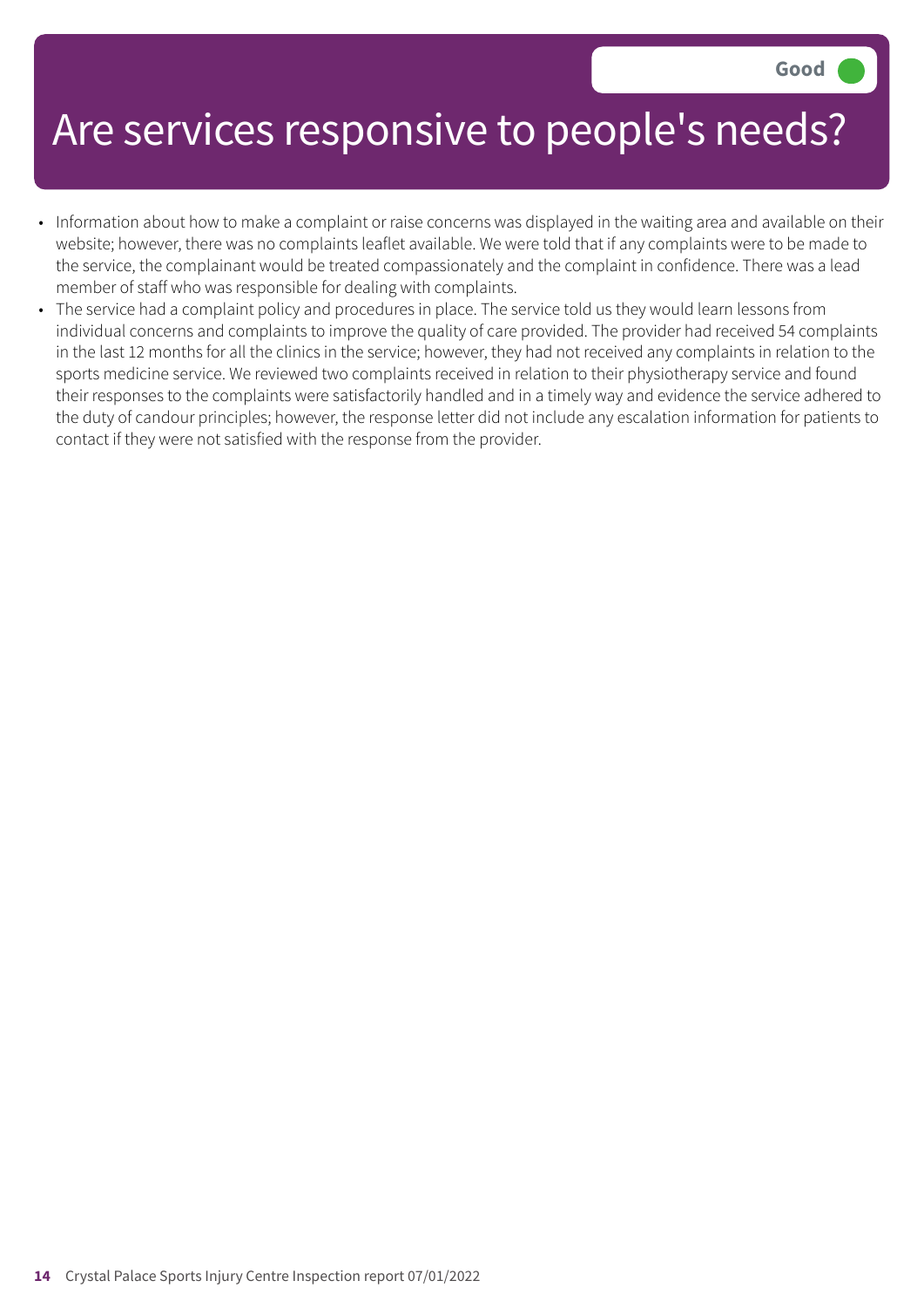Good

# Are services responsive to people's needs?

- Information about how to make a complaint or raise concerns was displayed in the waiting area and available on their website; however, there was no complaints leaflet available. We were told that if any complaints were to be made to the service, the complainant would be treated compassionately and the complaint in confidence. There was a lead member of staff who was responsible for dealing with complaints.
- The service had a complaint policy and procedures in place. The service told us they would learn lessons from individual concerns and complaints to improve the quality of care provided. The provider had received 54 complaints in the last 12 months for all the clinics in the service; however, they had not received any complaints in relation to the sports medicine service. We reviewed two complaints received in relation to their physiotherapy service and found their responses to the complaints were satisfactorily handled and in a timely way and evidence the service adhered to the duty of candour principles; however, the response letter did not include any escalation information for patients to contact if they were not satisfied with the response from the provider.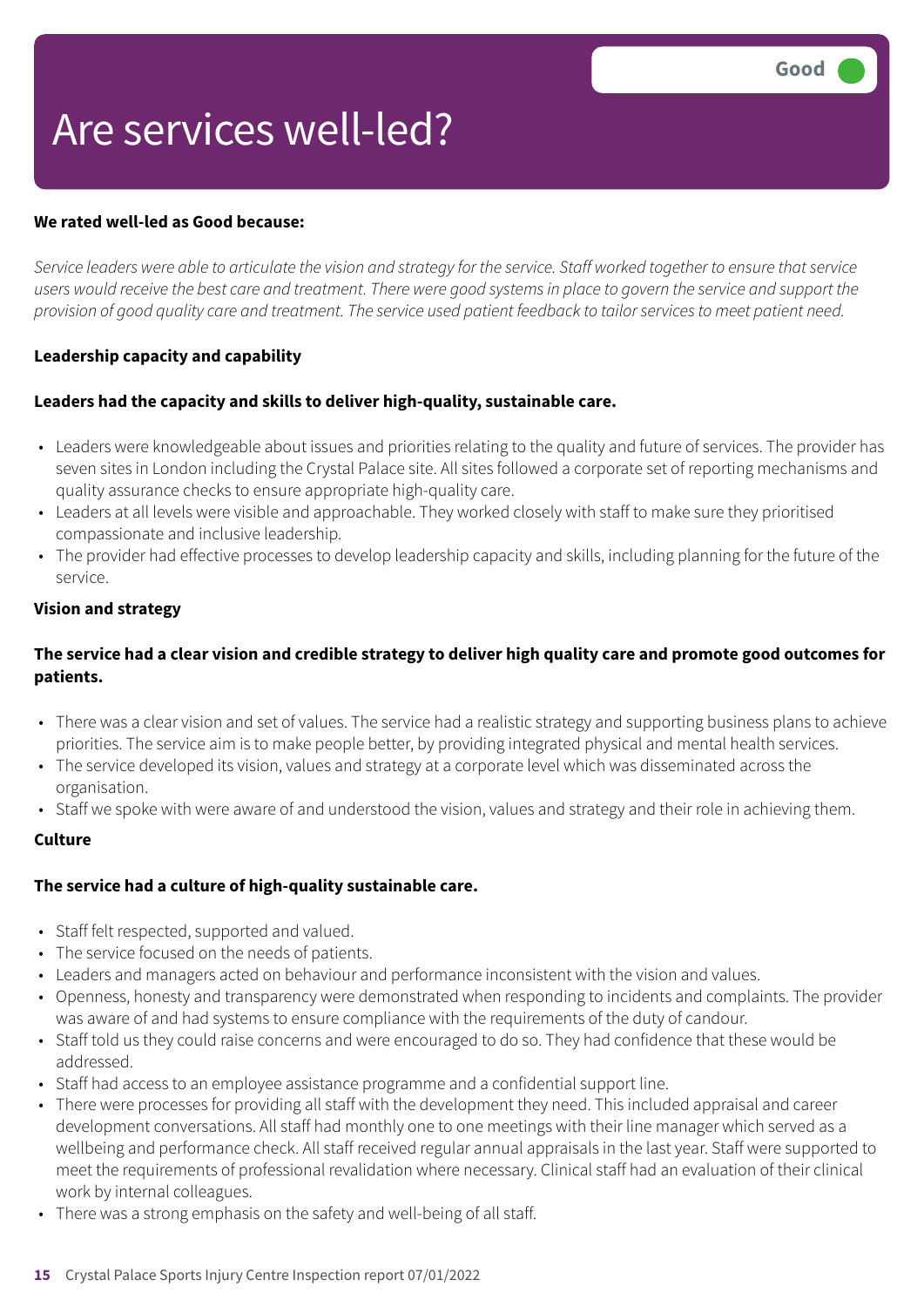# Are services well-led?

Good

**We rated well-led as Good because:**

*Service leaders were able to articulate the vision and strategy for the service. Staff worked together to ensure that service users would receive the best care and treatment. There were good systems in place to govern the service and support the provision of good quality care and treatment. The service used patient feedback to tailor services to meet patient need.*

**Leadership capacity and capability**

**Leaders had the capacity and skills to deliver high-quality, sustainable care.**

- Leaders were knowledgeable about issues and priorities relating to the quality and future of services. The provider has seven sites in London including the Crystal Palace site. All sites followed a corporate set of reporting mechanisms and quality assurance checks to ensure appropriate high-quality care.
- Leaders at all levels were visible and approachable. They worked closely with staff to make sure they prioritised compassionate and inclusive leadership.
- The provider had effective processes to develop leadership capacity and skills, including planning for the future of the service.

**Vision and strategy**

**The service had a clear vision and credible strategy to deliver high quality care and promote good outcomes for patients.**

- There was a clear vision and set of values. The service had a realistic strategy and supporting business plans to achieve priorities. The service aim is to make people better, by providing integrated physical and mental health services.
- The service developed its vision, values and strategy at a corporate level which was disseminated across the organisation.
- Staff we spoke with were aware of and understood the vision, values and strategy and their role in achieving them.

**Culture**

**The service had a culture of high-quality sustainable care.**

- Staff felt respected, supported and valued.
- The service focused on the needs of patients.
- Leaders and managers acted on behaviour and performance inconsistent with the vision and values.
- Openness, honesty and transparency were demonstrated when responding to incidents and complaints. The provider was aware of and had systems to ensure compliance with the requirements of the duty of candour.
- Staff told us they could raise concerns and were encouraged to do so. They had confidence that these would be addressed.
- Staff had access to an employee assistance programme and a confidential support line.
- There were processes for providing all staff with the development they need. This included appraisal and career development conversations. All staff had monthly one to one meetings with their line manager which served as a wellbeing and performance check. All staff received regular annual appraisals in the last year. Staff were supported to meet the requirements of professional revalidation where necessary. Clinical staff had an evaluation of their clinical work by internal colleagues.
- There was a strong emphasis on the safety and well-being of all staff.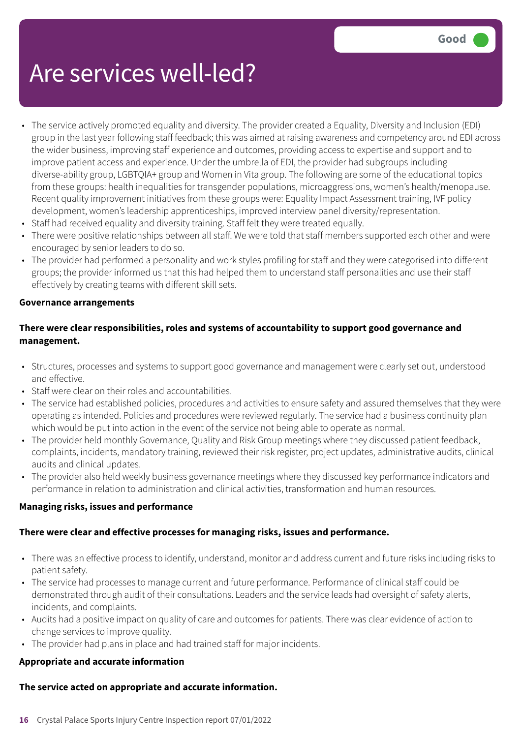# Are services well-led?

Good

- The service actively promoted equality and diversity. The provider created a Equality, Diversity and Inclusion (EDI) group in the last year following staff feedback; this was aimed at raising awareness and competency around EDI across the wider business, improving staff experience and outcomes, providing access to expertise and support and to improve patient access and experience. Under the umbrella of EDI, the provider had subgroups including diverse-ability group, LGBTQIA+ group and Women in Vita group. The following are some of the educational topics from these groups: health inequalities for transgender populations, microaggressions, women's health/menopause. Recent quality improvement initiatives from these groups were: Equality Impact Assessment training, IVF policy development, women's leadership apprenticeships, improved interview panel diversity/representation.
- Staff had received equality and diversity training. Staff felt they were treated equally.
- There were positive relationships between all staff. We were told that staff members supported each other and were encouraged by senior leaders to do so.
- The provider had performed a personality and work styles profiling for staff and they were categorised into different groups; the provider informed us that this had helped them to understand staff personalities and use their staff effectively by creating teams with different skill sets.

**Governance arrangements**

**There were clear responsibilities, roles and systems of accountability to support good governance and management.**

- Structures, processes and systems to support good governance and management were clearly set out, understood and effective.
- Staff were clear on their roles and accountabilities.
- The service had established policies, procedures and activities to ensure safety and assured themselves that they were operating as intended. Policies and procedures were reviewed regularly. The service had a business continuity plan which would be put into action in the event of the service not being able to operate as normal.
- The provider held monthly Governance, Quality and Risk Group meetings where they discussed patient feedback, complaints, incidents, mandatory training, reviewed their risk register, project updates, administrative audits, clinical audits and clinical updates.
- The provider also held weekly business governance meetings where they discussed key performance indicators and performance in relation to administration and clinical activities, transformation and human resources.

**Managing risks, issues and performance**

**There were clear and effective processes for managing risks, issues and performance.**

- There was an effective process to identify, understand, monitor and address current and future risks including risks to patient safety.
- The service had processes to manage current and future performance. Performance of clinical staff could be demonstrated through audit of their consultations. Leaders and the service leads had oversight of safety alerts, incidents, and complaints.
- Audits had a positive impact on quality of care and outcomes for patients. There was clear evidence of action to change services to improve quality.
- The provider had plans in place and had trained staff for major incidents.

**Appropriate and accurate information**

**The service acted on appropriate and accurate information.**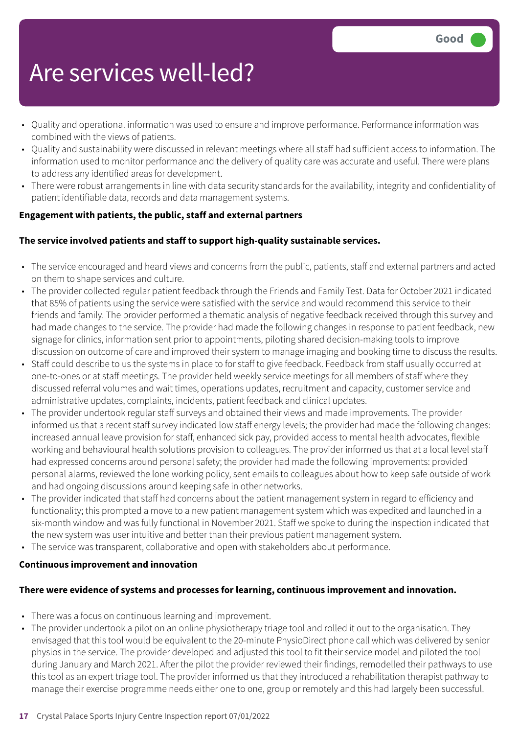# Are services well-led?

Good

- Quality and operational information was used to ensure and improve performance. Performance information was combined with the views of patients.
- Quality and sustainability were discussed in relevant meetings where all staff had sufficient access to information. The information used to monitor performance and the delivery of quality care was accurate and useful. There were plans to address any identified areas for development.
- There were robust arrangements in line with data security standards for the availability, integrity and confidentiality of patient identifiable data, records and data management systems.

**Engagement with patients, the public, staff and external partners**

**The service involved patients and staff to support high-quality sustainable services.**

- The service encouraged and heard views and concerns from the public, patients, staff and external partners and acted on them to shape services and culture.
- The provider collected regular patient feedback through the Friends and Family Test. Data for October 2021 indicated that 85% of patients using the service were satisfied with the service and would recommend this service to their friends and family. The provider performed a thematic analysis of negative feedback received through this survey and had made changes to the service. The provider had made the following changes in response to patient feedback, new signage for clinics, information sent prior to appointments, piloting shared decision-making tools to improve discussion on outcome of care and improved their system to manage imaging and booking time to discuss the results.
- Staff could describe to us the systems in place to for staff to give feedback. Feedback from staff usually occurred at one-to-ones or at staff meetings. The provider held weekly service meetings for all members of staff where they discussed referral volumes and wait times, operations updates, recruitment and capacity, customer service and administrative updates, complaints, incidents, patient feedback and clinical updates.
- The provider undertook regular staff surveys and obtained their views and made improvements. The provider informed us that a recent staff survey indicated low staff energy levels; the provider had made the following changes: increased annual leave provision for staff, enhanced sick pay, provided access to mental health advocates, flexible working and behavioural health solutions provision to colleagues. The provider informed us that at a local level staff had expressed concerns around personal safety; the provider had made the following improvements: provided personal alarms, reviewed the lone working policy, sent emails to colleagues about how to keep safe outside of work and had ongoing discussions around keeping safe in other networks.
- The provider indicated that staff had concerns about the patient management system in regard to efficiency and functionality; this prompted a move to a new patient management system which was expedited and launched in a six-month window and was fully functional in November 2021. Staff we spoke to during the inspection indicated that the new system was user intuitive and better than their previous patient management system.
- The service was transparent, collaborative and open with stakeholders about performance.

**Continuous improvement and innovation**

**There were evidence of systems and processes for learning, continuous improvement and innovation.**

- There was a focus on continuous learning and improvement.
- The provider undertook a pilot on an online physiotherapy triage tool and rolled it out to the organisation. They envisaged that this tool would be equivalent to the 20-minute PhysioDirect phone call which was delivered by senior physios in the service. The provider developed and adjusted this tool to fit their service model and piloted the tool during January and March 2021. After the pilot the provider reviewed their findings, remodelled their pathways to use this tool as an expert triage tool. The provider informed us that they introduced a rehabilitation therapist pathway to manage their exercise programme needs either one to one, group or remotely and this had largely been successful.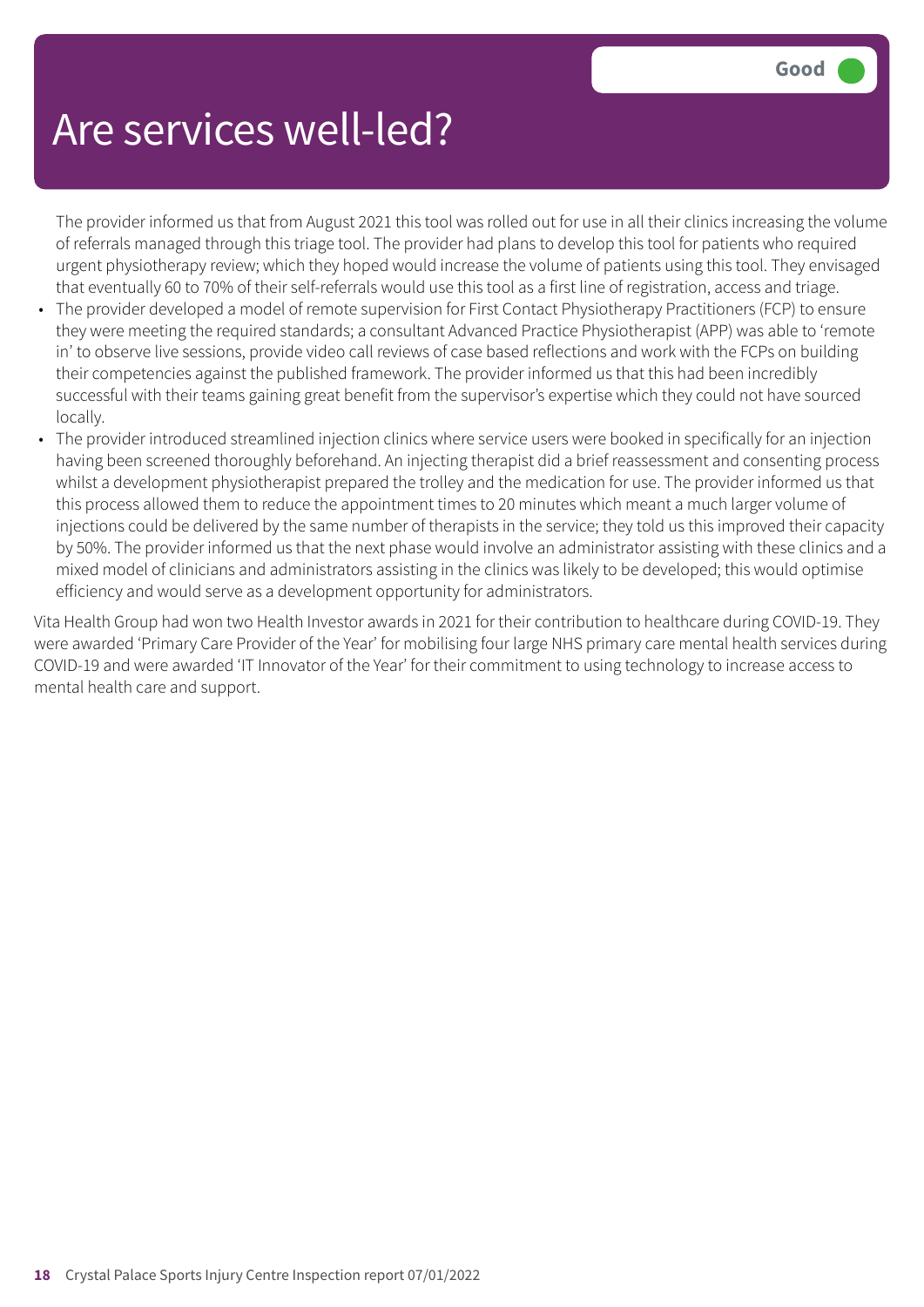# Are services well-led?

Good

The provider informed us that from August 2021 this tool was rolled out for use in all their clinics increasing the volume of referrals managed through this triage tool. The provider had plans to develop this tool for patients who required urgent physiotherapy review; which they hoped would increase the volume of patients using this tool. They envisaged that eventually 60 to 70% of their self-referrals would use this tool as a first line of registration, access and triage.

- The provider developed a model of remote supervision for First Contact Physiotherapy Practitioners (FCP) to ensure they were meeting the required standards; a consultant Advanced Practice Physiotherapist (APP) was able to 'remote in' to observe live sessions, provide video call reviews of case based reflections and work with the FCPs on building their competencies against the published framework. The provider informed us that this had been incredibly successful with their teams gaining great benefit from the supervisor's expertise which they could not have sourced locally.
- The provider introduced streamlined injection clinics where service users were booked in specifically for an injection having been screened thoroughly beforehand. An injecting therapist did a brief reassessment and consenting process whilst a development physiotherapist prepared the trolley and the medication for use. The provider informed us that this process allowed them to reduce the appointment times to 20 minutes which meant a much larger volume of injections could be delivered by the same number of therapists in the service; they told us this improved their capacity by 50%. The provider informed us that the next phase would involve an administrator assisting with these clinics and a mixed model of clinicians and administrators assisting in the clinics was likely to be developed; this would optimise efficiency and would serve as a development opportunity for administrators.

Vita Health Group had won two Health Investor awards in 2021 for their contribution to healthcare during COVID-19. They were awarded 'Primary Care Provider of the Year' for mobilising four large NHS primary care mental health services during COVID-19 and were awarded 'IT Innovator of the Year' for their commitment to using technology to increase access to mental health care and support.